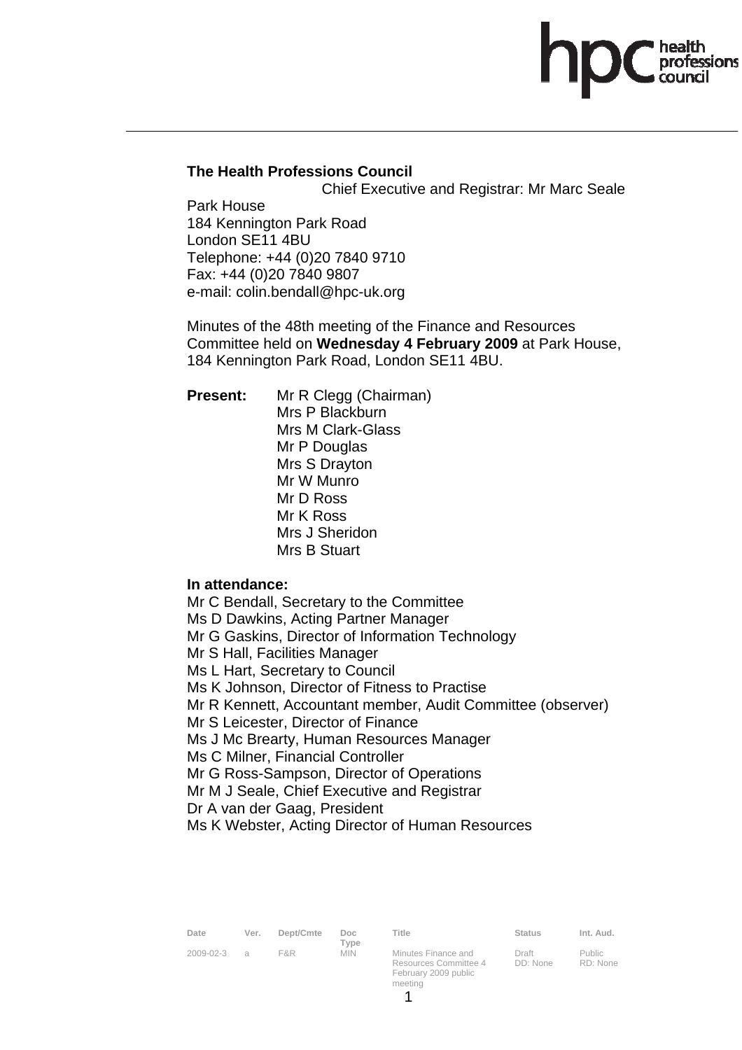**The Health Professions Council**

Chief Executive and Registrar: Mr Marc Seale

Park House
184 Kennington Park Road
London SE11 4BU
Telephone: +44 (0)20 7840 9710
Fax: +44 (0)20 7840 9807
e-mail: colin.bendall@hpc-uk.org

Minutes of the 48th meeting of the Finance and Resources Committee held on **Wednesday 4 February 2009** at Park House, 184 Kennington Park Road, London SE11 4BU.

**Present:**
Mr R Clegg (Chairman)
Mrs P Blackburn
Mrs M Clark-Glass
Mr P Douglas
Mrs S Drayton
Mr W Munro
Mr D Ross
Mr K Ross
Mrs J Sheridon
Mrs B Stuart

**In attendance:**
Mr C Bendall, Secretary to the Committee
Ms D Dawkins, Acting Partner Manager
Mr G Gaskins, Director of Information Technology
Mr S Hall, Facilities Manager
Ms L Hart, Secretary to Council
Ms K Johnson, Director of Fitness to Practise
Mr R Kennett, Accountant member, Audit Committee (observer)
Mr S Leicester, Director of Finance
Ms J Mc Brearty, Human Resources Manager
Ms C Milner, Financial Controller
Mr G Ross-Sampson, Director of Operations
Mr M J Seale, Chief Executive and Registrar
Dr A van der Gaag, President
Ms K Webster, Acting Director of Human Resources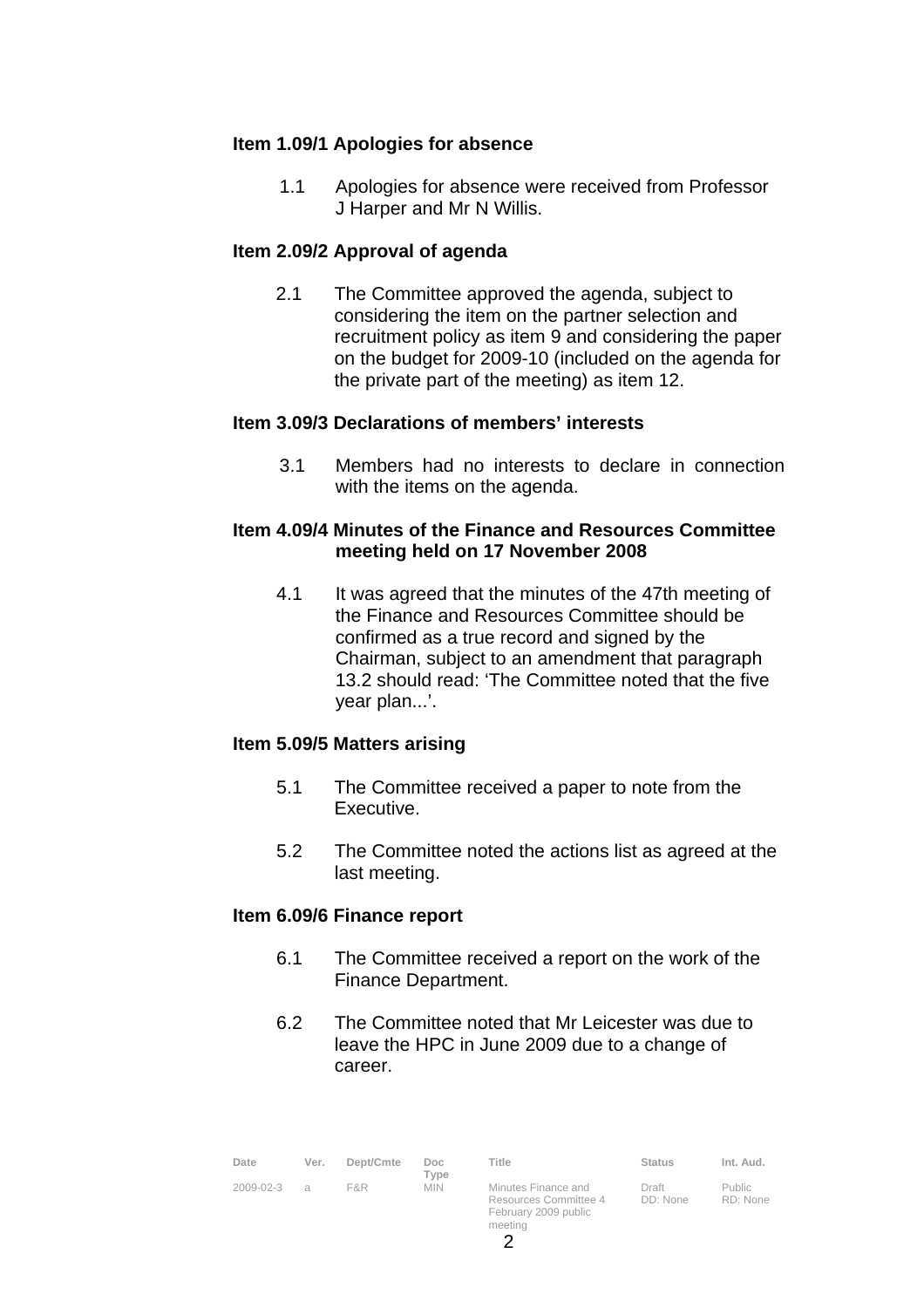### Item 1.09/1 Apologies for absence

1.1 Apologies for absence were received from Professor J Harper and Mr N Willis.

### Item 2.09/2 Approval of agenda

2.1 The Committee approved the agenda, subject to considering the item on the partner selection and recruitment policy as item 9 and considering the paper on the budget for 2009-10 (included on the agenda for the private part of the meeting) as item 12.

### Item 3.09/3 Declarations of members' interests

3.1 Members had no interests to declare in connection with the items on the agenda.

### Item 4.09/4 Minutes of the Finance and Resources Committee meeting held on 17 November 2008

4.1 It was agreed that the minutes of the 47th meeting of the Finance and Resources Committee should be confirmed as a true record and signed by the Chairman, subject to an amendment that paragraph 13.2 should read: 'The Committee noted that the five year plan...'.

### Item 5.09/5 Matters arising

5.1 The Committee received a paper to note from the Executive.

5.2 The Committee noted the actions list as agreed at the last meeting.

### Item 6.09/6 Finance report

6.1 The Committee received a report on the work of the Finance Department.

6.2 The Committee noted that Mr Leicester was due to leave the HPC in June 2009 due to a change of career.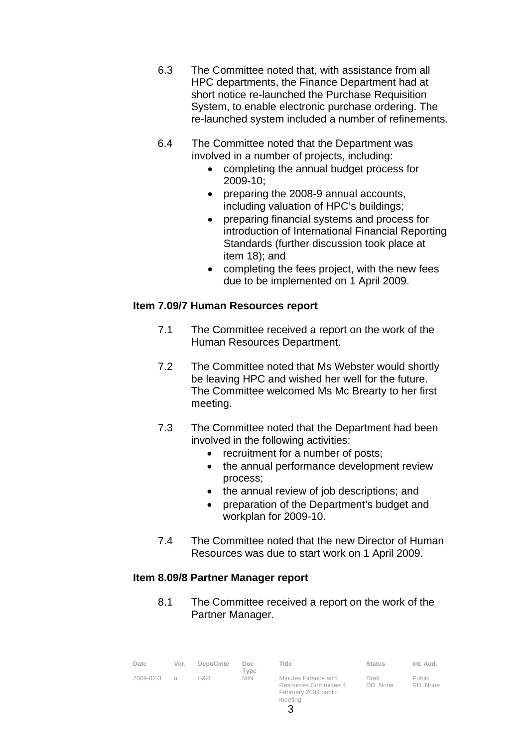6.3 The Committee noted that, with assistance from all HPC departments, the Finance Department had at short notice re-launched the Purchase Requisition System, to enable electronic purchase ordering. The re-launched system included a number of refinements.

6.4 The Committee noted that the Department was involved in a number of projects, including:

- completing the annual budget process for 2009-10;
- preparing the 2008-9 annual accounts, including valuation of HPC's buildings;
- preparing financial systems and process for introduction of International Financial Reporting Standards (further discussion took place at item 18); and
- completing the fees project, with the new fees due to be implemented on 1 April 2009.

**Item 7.09/7 Human Resources report**

7.1 The Committee received a report on the work of the Human Resources Department.

7.2 The Committee noted that Ms Webster would shortly be leaving HPC and wished her well for the future. The Committee welcomed Ms Mc Brearty to her first meeting.

7.3 The Committee noted that the Department had been involved in the following activities:

- recruitment for a number of posts;
- the annual performance development review process;
- the annual review of job descriptions; and
- preparation of the Department's budget and workplan for 2009-10.

7.4 The Committee noted that the new Director of Human Resources was due to start work on 1 April 2009.

**Item 8.09/8 Partner Manager report**

8.1 The Committee received a report on the work of the Partner Manager.

| Date | Ver. | Dept/Cmte | Doc Type | Title | Status | Int. Aud. |
| --- | --- | --- | --- | --- | --- | --- |
| 2009-02-3 | a | F&R | MIN | Minutes Finance and Resources Committee 4 February 2009 public meeting | Draft DD: None | Public RD: None |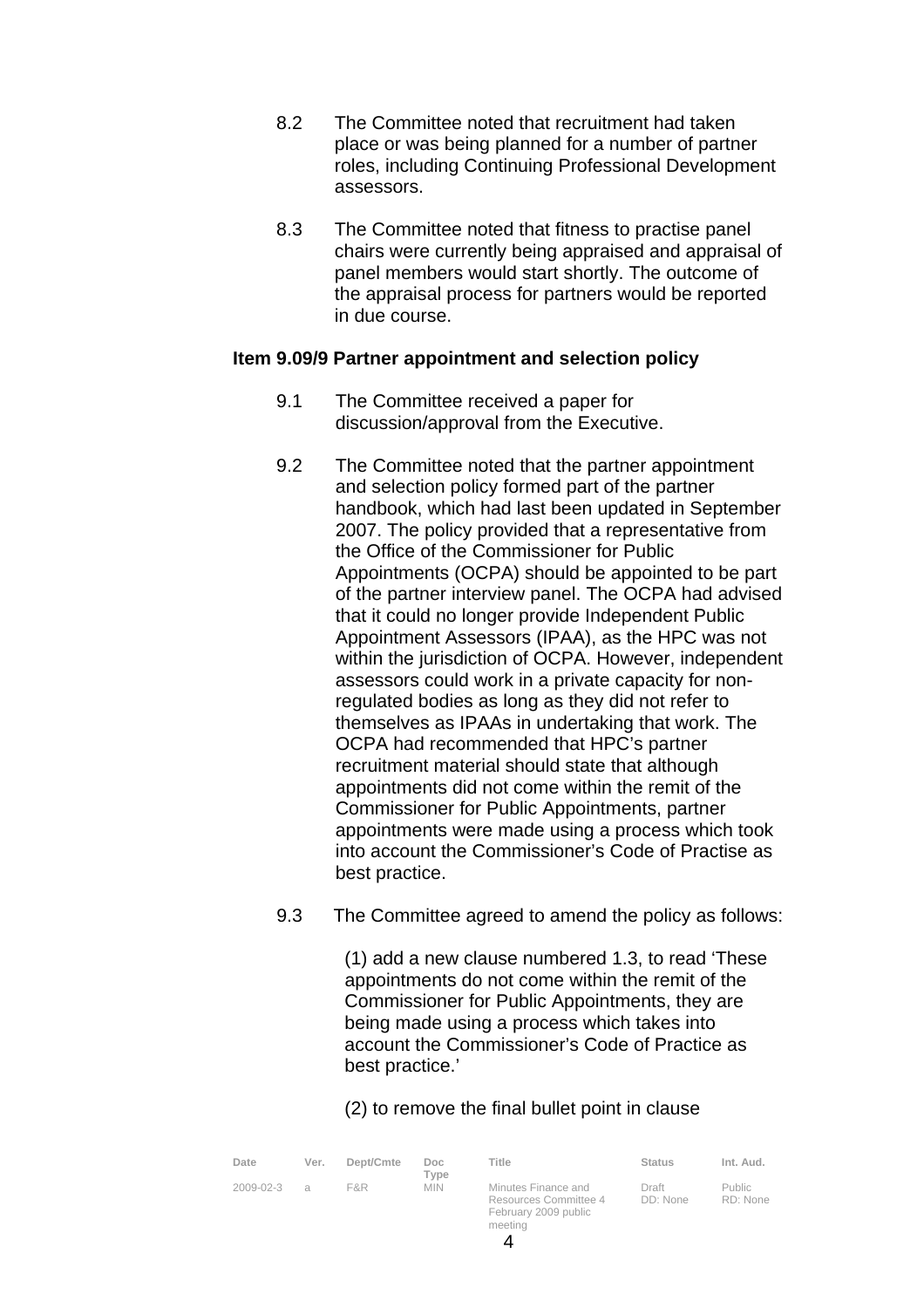8.2 The Committee noted that recruitment had taken place or was being planned for a number of partner roles, including Continuing Professional Development assessors.

8.3 The Committee noted that fitness to practise panel chairs were currently being appraised and appraisal of panel members would start shortly. The outcome of the appraisal process for partners would be reported in due course.

**Item 9.09/9 Partner appointment and selection policy**

9.1 The Committee received a paper for discussion/approval from the Executive.

9.2 The Committee noted that the partner appointment and selection policy formed part of the partner handbook, which had last been updated in September 2007. The policy provided that a representative from the Office of the Commissioner for Public Appointments (OCPA) should be appointed to be part of the partner interview panel. The OCPA had advised that it could no longer provide Independent Public Appointment Assessors (IPAA), as the HPC was not within the jurisdiction of OCPA. However, independent assessors could work in a private capacity for non-regulated bodies as long as they did not refer to themselves as IPAAs in undertaking that work. The OCPA had recommended that HPC's partner recruitment material should state that although appointments did not come within the remit of the Commissioner for Public Appointments, partner appointments were made using a process which took into account the Commissioner's Code of Practise as best practice.

9.3 The Committee agreed to amend the policy as follows:

(1) add a new clause numbered 1.3, to read 'These appointments do not come within the remit of the Commissioner for Public Appointments, they are being made using a process which takes into account the Commissioner's Code of Practice as best practice.'

(2) to remove the final bullet point in clause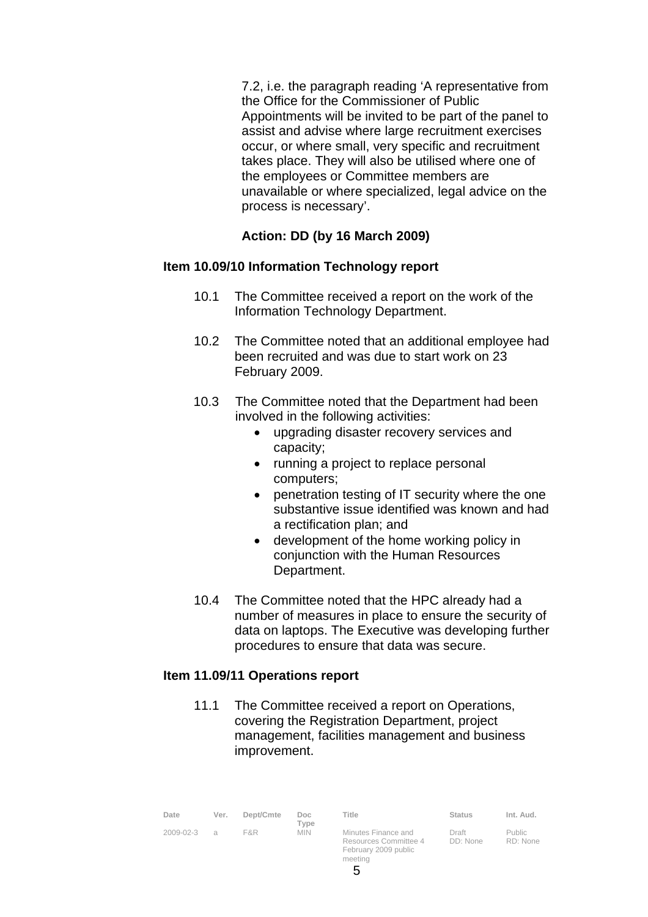7.2, i.e. the paragraph reading 'A representative from the Office for the Commissioner of Public Appointments will be invited to be part of the panel to assist and advise where large recruitment exercises occur, or where small, very specific and recruitment takes place. They will also be utilised where one of the employees or Committee members are unavailable or where specialized, legal advice on the process is necessary'.

**Action: DD (by 16 March 2009)**

**Item 10.09/10 Information Technology report**

10.1 The Committee received a report on the work of the Information Technology Department.

10.2 The Committee noted that an additional employee had been recruited and was due to start work on 23 February 2009.

10.3 The Committee noted that the Department had been involved in the following activities:

- upgrading disaster recovery services and capacity;
- running a project to replace personal computers;
- penetration testing of IT security where the one substantive issue identified was known and had a rectification plan; and
- development of the home working policy in conjunction with the Human Resources Department.

10.4 The Committee noted that the HPC already had a number of measures in place to ensure the security of data on laptops. The Executive was developing further procedures to ensure that data was secure.

**Item 11.09/11 Operations report**

11.1 The Committee received a report on Operations, covering the Registration Department, project management, facilities management and business improvement.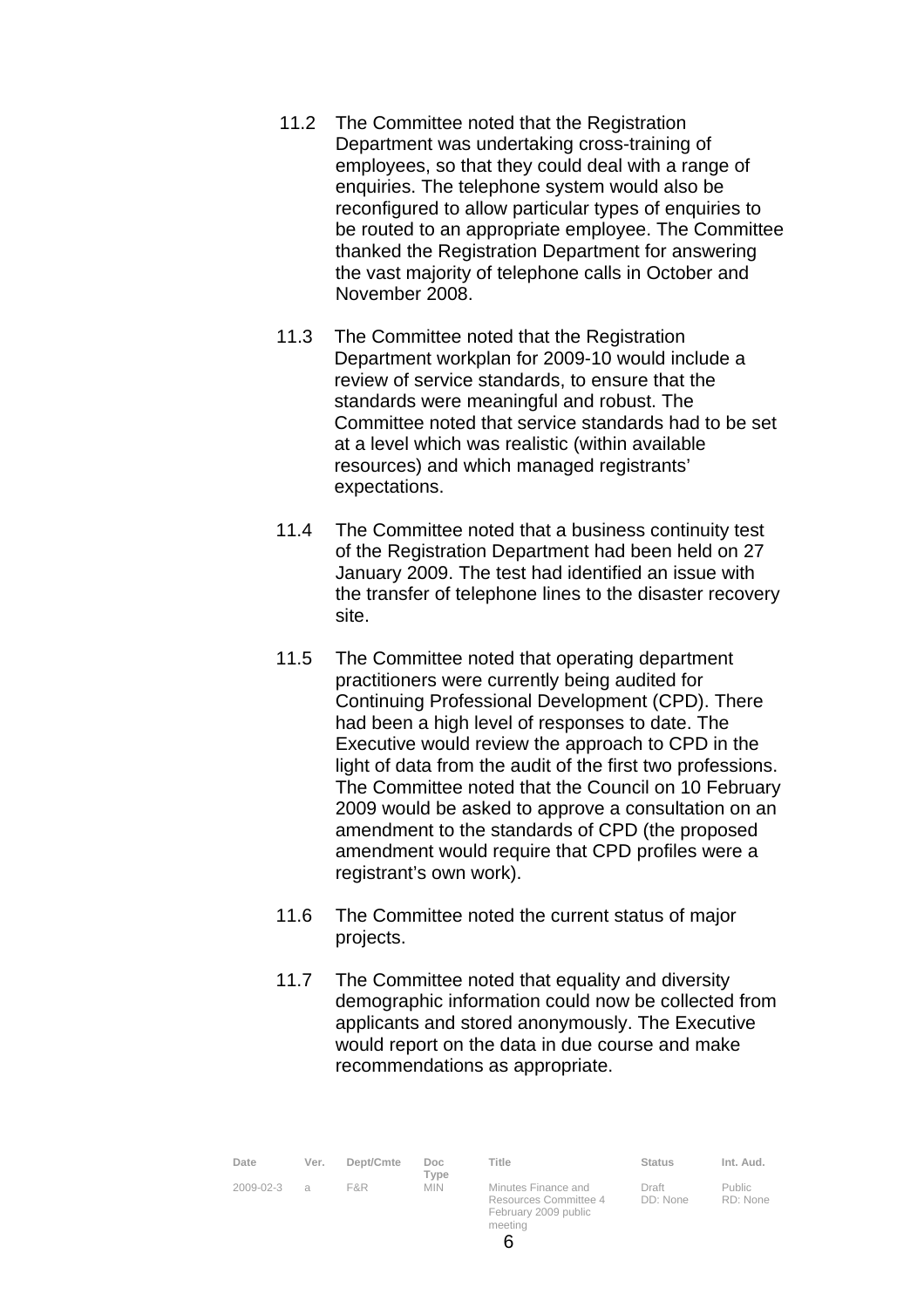11.2 The Committee noted that the Registration Department was undertaking cross-training of employees, so that they could deal with a range of enquiries. The telephone system would also be reconfigured to allow particular types of enquiries to be routed to an appropriate employee. The Committee thanked the Registration Department for answering the vast majority of telephone calls in October and November 2008.

11.3 The Committee noted that the Registration Department workplan for 2009-10 would include a review of service standards, to ensure that the standards were meaningful and robust. The Committee noted that service standards had to be set at a level which was realistic (within available resources) and which managed registrants' expectations.

11.4 The Committee noted that a business continuity test of the Registration Department had been held on 27 January 2009. The test had identified an issue with the transfer of telephone lines to the disaster recovery site.

11.5 The Committee noted that operating department practitioners were currently being audited for Continuing Professional Development (CPD). There had been a high level of responses to date. The Executive would review the approach to CPD in the light of data from the audit of the first two professions. The Committee noted that the Council on 10 February 2009 would be asked to approve a consultation on an amendment to the standards of CPD (the proposed amendment would require that CPD profiles were a registrant's own work).

11.6 The Committee noted the current status of major projects.

11.7 The Committee noted that equality and diversity demographic information could now be collected from applicants and stored anonymously. The Executive would report on the data in due course and make recommendations as appropriate.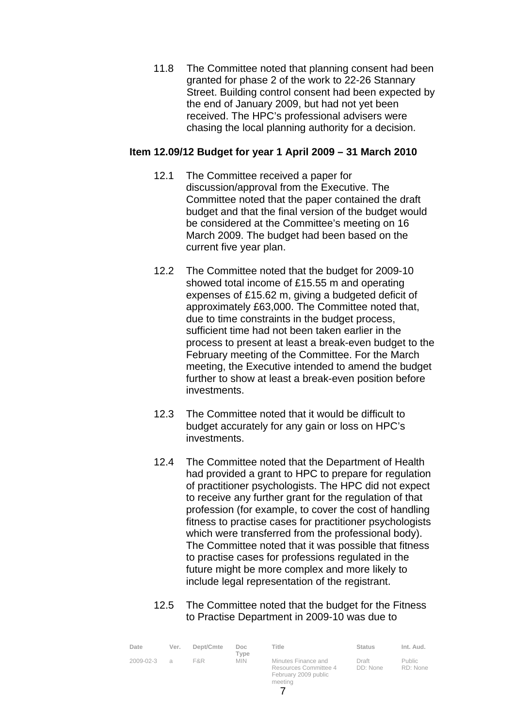11.8 The Committee noted that planning consent had been granted for phase 2 of the work to 22-26 Stannary Street. Building control consent had been expected by the end of January 2009, but had not yet been received. The HPC's professional advisers were chasing the local planning authority for a decision.

**Item 12.09/12 Budget for year 1 April 2009 – 31 March 2010**

12.1 The Committee received a paper for discussion/approval from the Executive. The Committee noted that the paper contained the draft budget and that the final version of the budget would be considered at the Committee's meeting on 16 March 2009. The budget had been based on the current five year plan.

12.2 The Committee noted that the budget for 2009-10 showed total income of £15.55 m and operating expenses of £15.62 m, giving a budgeted deficit of approximately £63,000. The Committee noted that, due to time constraints in the budget process, sufficient time had not been taken earlier in the process to present at least a break-even budget to the February meeting of the Committee. For the March meeting, the Executive intended to amend the budget further to show at least a break-even position before investments.

12.3 The Committee noted that it would be difficult to budget accurately for any gain or loss on HPC's investments.

12.4 The Committee noted that the Department of Health had provided a grant to HPC to prepare for regulation of practitioner psychologists. The HPC did not expect to receive any further grant for the regulation of that profession (for example, to cover the cost of handling fitness to practise cases for practitioner psychologists which were transferred from the professional body). The Committee noted that it was possible that fitness to practise cases for professions regulated in the future might be more complex and more likely to include legal representation of the registrant.

12.5 The Committee noted that the budget for the Fitness to Practise Department in 2009-10 was due to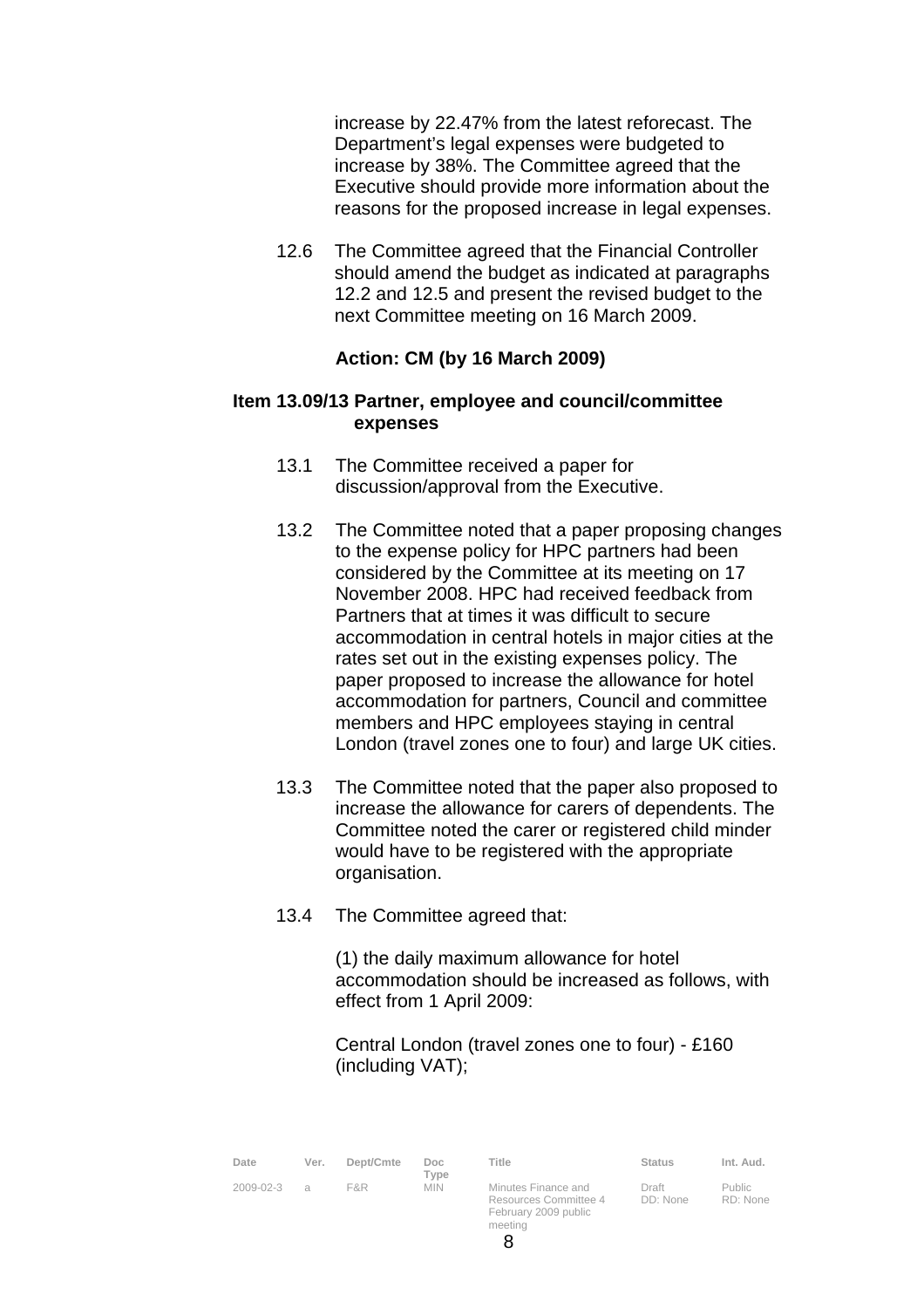increase by 22.47% from the latest reforecast. The Department's legal expenses were budgeted to increase by 38%. The Committee agreed that the Executive should provide more information about the reasons for the proposed increase in legal expenses.

12.6 The Committee agreed that the Financial Controller should amend the budget as indicated at paragraphs 12.2 and 12.5 and present the revised budget to the next Committee meeting on 16 March 2009.

**Action: CM (by 16 March 2009)**

**Item 13.09/13 Partner, employee and council/committee expenses**

13.1 The Committee received a paper for discussion/approval from the Executive.

13.2 The Committee noted that a paper proposing changes to the expense policy for HPC partners had been considered by the Committee at its meeting on 17 November 2008. HPC had received feedback from Partners that at times it was difficult to secure accommodation in central hotels in major cities at the rates set out in the existing expenses policy. The paper proposed to increase the allowance for hotel accommodation for partners, Council and committee members and HPC employees staying in central London (travel zones one to four) and large UK cities.

13.3 The Committee noted that the paper also proposed to increase the allowance for carers of dependents. The Committee noted the carer or registered child minder would have to be registered with the appropriate organisation.

13.4 The Committee agreed that:

(1) the daily maximum allowance for hotel accommodation should be increased as follows, with effect from 1 April 2009:

Central London (travel zones one to four) - £160 (including VAT);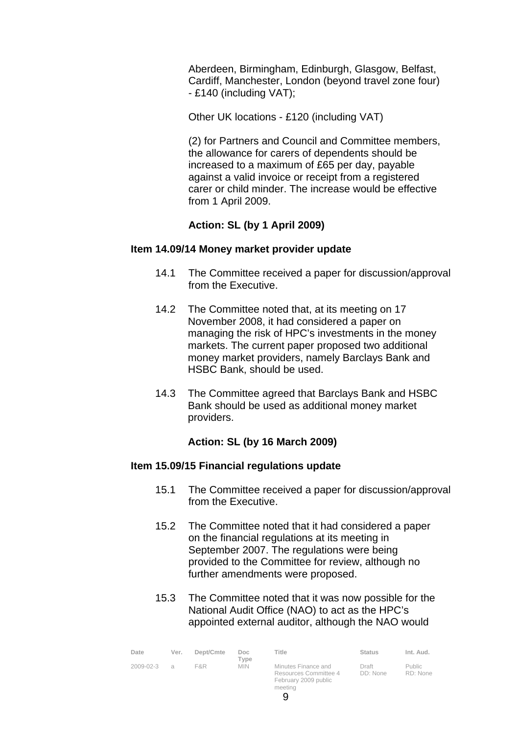Aberdeen, Birmingham, Edinburgh, Glasgow, Belfast, Cardiff, Manchester, London (beyond travel zone four) - £140 (including VAT);

Other UK locations - £120 (including VAT)

(2) for Partners and Council and Committee members, the allowance for carers of dependents should be increased to a maximum of £65 per day, payable against a valid invoice or receipt from a registered carer or child minder. The increase would be effective from 1 April 2009.

**Action: SL (by 1 April 2009)**

**Item 14.09/14 Money market provider update**

14.1 The Committee received a paper for discussion/approval from the Executive.

14.2 The Committee noted that, at its meeting on 17 November 2008, it had considered a paper on managing the risk of HPC's investments in the money markets. The current paper proposed two additional money market providers, namely Barclays Bank and HSBC Bank, should be used.

14.3 The Committee agreed that Barclays Bank and HSBC Bank should be used as additional money market providers.

**Action: SL (by 16 March 2009)**

**Item 15.09/15 Financial regulations update**

15.1 The Committee received a paper for discussion/approval from the Executive.

15.2 The Committee noted that it had considered a paper on the financial regulations at its meeting in September 2007. The regulations were being provided to the Committee for review, although no further amendments were proposed.

15.3 The Committee noted that it was now possible for the National Audit Office (NAO) to act as the HPC's appointed external auditor, although the NAO would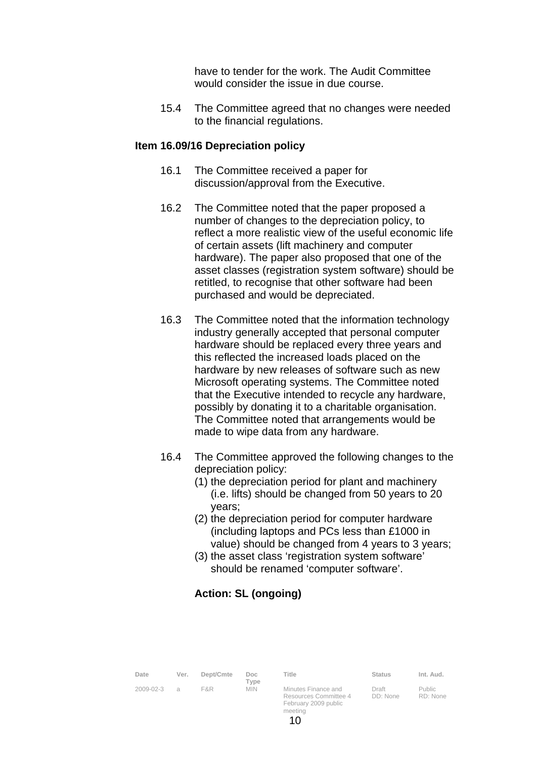have to tender for the work. The Audit Committee would consider the issue in due course.

15.4 The Committee agreed that no changes were needed to the financial regulations.

**Item 16.09/16 Depreciation policy**

16.1 The Committee received a paper for discussion/approval from the Executive.

16.2 The Committee noted that the paper proposed a number of changes to the depreciation policy, to reflect a more realistic view of the useful economic life of certain assets (lift machinery and computer hardware). The paper also proposed that one of the asset classes (registration system software) should be retitled, to recognise that other software had been purchased and would be depreciated.

16.3 The Committee noted that the information technology industry generally accepted that personal computer hardware should be replaced every three years and this reflected the increased loads placed on the hardware by new releases of software such as new Microsoft operating systems. The Committee noted that the Executive intended to recycle any hardware, possibly by donating it to a charitable organisation. The Committee noted that arrangements would be made to wipe data from any hardware.

16.4 The Committee approved the following changes to the depreciation policy:

(1) the depreciation period for plant and machinery (i.e. lifts) should be changed from 50 years to 20 years;

(2) the depreciation period for computer hardware (including laptops and PCs less than £1000 in value) should be changed from 4 years to 3 years;

(3) the asset class ‘registration system software’ should be renamed ‘computer software’.

**Action: SL (ongoing)**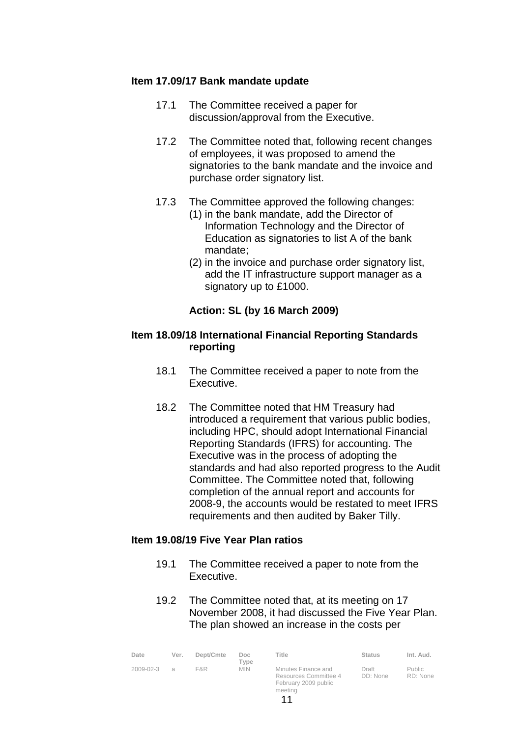**Item 17.09/17 Bank mandate update**

17.1 The Committee received a paper for discussion/approval from the Executive.

17.2 The Committee noted that, following recent changes of employees, it was proposed to amend the signatories to the bank mandate and the invoice and purchase order signatory list.

17.3 The Committee approved the following changes:
(1) in the bank mandate, add the Director of Information Technology and the Director of Education as signatories to list A of the bank mandate;
(2) in the invoice and purchase order signatory list, add the IT infrastructure support manager as a signatory up to £1000.

**Action: SL (by 16 March 2009)**

**Item 18.09/18 International Financial Reporting Standards reporting**

18.1 The Committee received a paper to note from the Executive.

18.2 The Committee noted that HM Treasury had introduced a requirement that various public bodies, including HPC, should adopt International Financial Reporting Standards (IFRS) for accounting. The Executive was in the process of adopting the standards and had also reported progress to the Audit Committee. The Committee noted that, following completion of the annual report and accounts for 2008-9, the accounts would be restated to meet IFRS requirements and then audited by Baker Tilly.

**Item 19.08/19 Five Year Plan ratios**

19.1 The Committee received a paper to note from the Executive.

19.2 The Committee noted that, at its meeting on 17 November 2008, it had discussed the Five Year Plan. The plan showed an increase in the costs per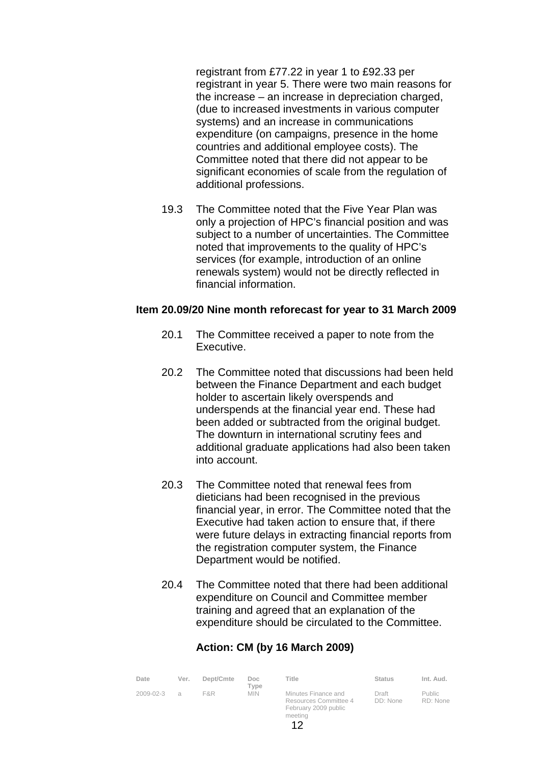registrant from £77.22 in year 1 to £92.33 per registrant in year 5. There were two main reasons for the increase – an increase in depreciation charged, (due to increased investments in various computer systems) and an increase in communications expenditure (on campaigns, presence in the home countries and additional employee costs). The Committee noted that there did not appear to be significant economies of scale from the regulation of additional professions.

19.3 The Committee noted that the Five Year Plan was only a projection of HPC's financial position and was subject to a number of uncertainties. The Committee noted that improvements to the quality of HPC's services (for example, introduction of an online renewals system) would not be directly reflected in financial information.

**Item 20.09/20 Nine month reforecast for year to 31 March 2009**

20.1 The Committee received a paper to note from the Executive.

20.2 The Committee noted that discussions had been held between the Finance Department and each budget holder to ascertain likely overspends and underspends at the financial year end. These had been added or subtracted from the original budget. The downturn in international scrutiny fees and additional graduate applications had also been taken into account.

20.3 The Committee noted that renewal fees from dieticians had been recognised in the previous financial year, in error. The Committee noted that the Executive had taken action to ensure that, if there were future delays in extracting financial reports from the registration computer system, the Finance Department would be notified.

20.4 The Committee noted that there had been additional expenditure on Council and Committee member training and agreed that an explanation of the expenditure should be circulated to the Committee.

**Action: CM (by 16 March 2009)**

| Date | Ver. | Dept/Cmte | Doc Type | Title | Status | Int. Aud. |
|---|---|---|---|---|---|---|
| 2009-02-3 | a | F&R | MIN | Minutes Finance and Resources Committee 4 February 2009 public meeting | Draft DD: None | Public RD: None |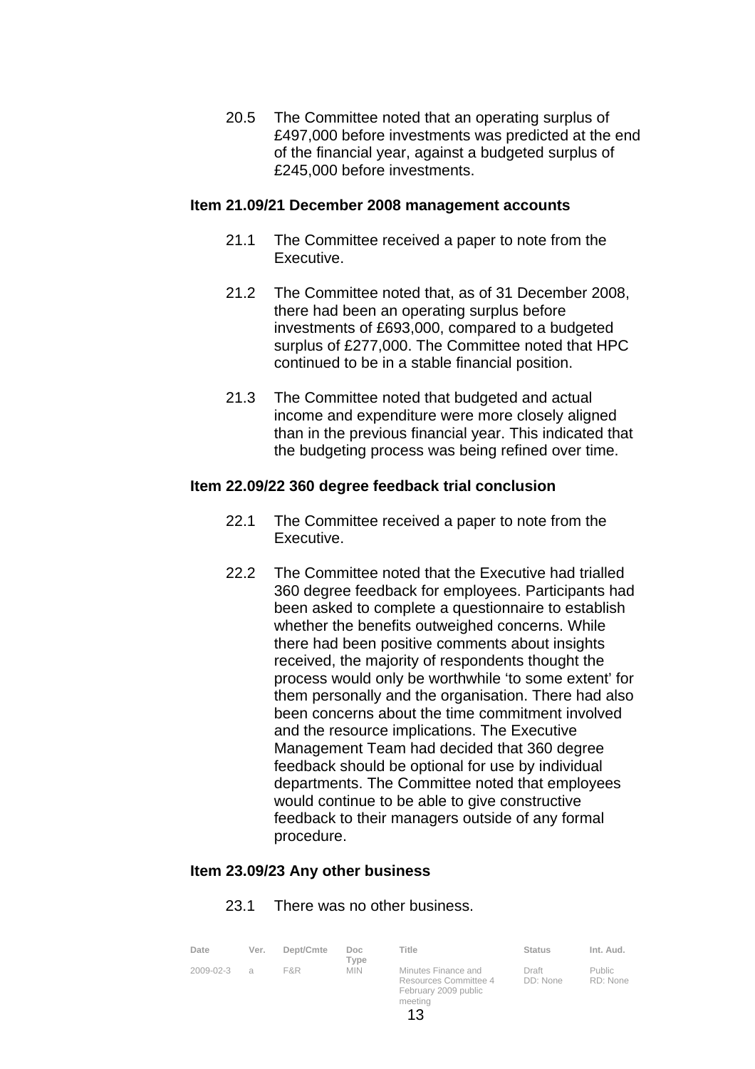20.5 The Committee noted that an operating surplus of £497,000 before investments was predicted at the end of the financial year, against a budgeted surplus of £245,000 before investments.

**Item 21.09/21 December 2008 management accounts**

21.1 The Committee received a paper to note from the Executive.

21.2 The Committee noted that, as of 31 December 2008, there had been an operating surplus before investments of £693,000, compared to a budgeted surplus of £277,000. The Committee noted that HPC continued to be in a stable financial position.

21.3 The Committee noted that budgeted and actual income and expenditure were more closely aligned than in the previous financial year. This indicated that the budgeting process was being refined over time.

**Item 22.09/22 360 degree feedback trial conclusion**

22.1 The Committee received a paper to note from the Executive.

22.2 The Committee noted that the Executive had trialled 360 degree feedback for employees. Participants had been asked to complete a questionnaire to establish whether the benefits outweighed concerns. While there had been positive comments about insights received, the majority of respondents thought the process would only be worthwhile 'to some extent' for them personally and the organisation. There had also been concerns about the time commitment involved and the resource implications. The Executive Management Team had decided that 360 degree feedback should be optional for use by individual departments. The Committee noted that employees would continue to be able to give constructive feedback to their managers outside of any formal procedure.

**Item 23.09/23 Any other business**

23.1 There was no other business.

| Date | Ver. | Dept/Cmte | Doc Type | Title | Status | Int. Aud. |
|---|---|---|---|---|---|---|
| 2009-02-3 | a | F&R | MIN | Minutes Finance and Resources Committee 4 February 2009 public meeting | Draft DD: None | Public RD: None |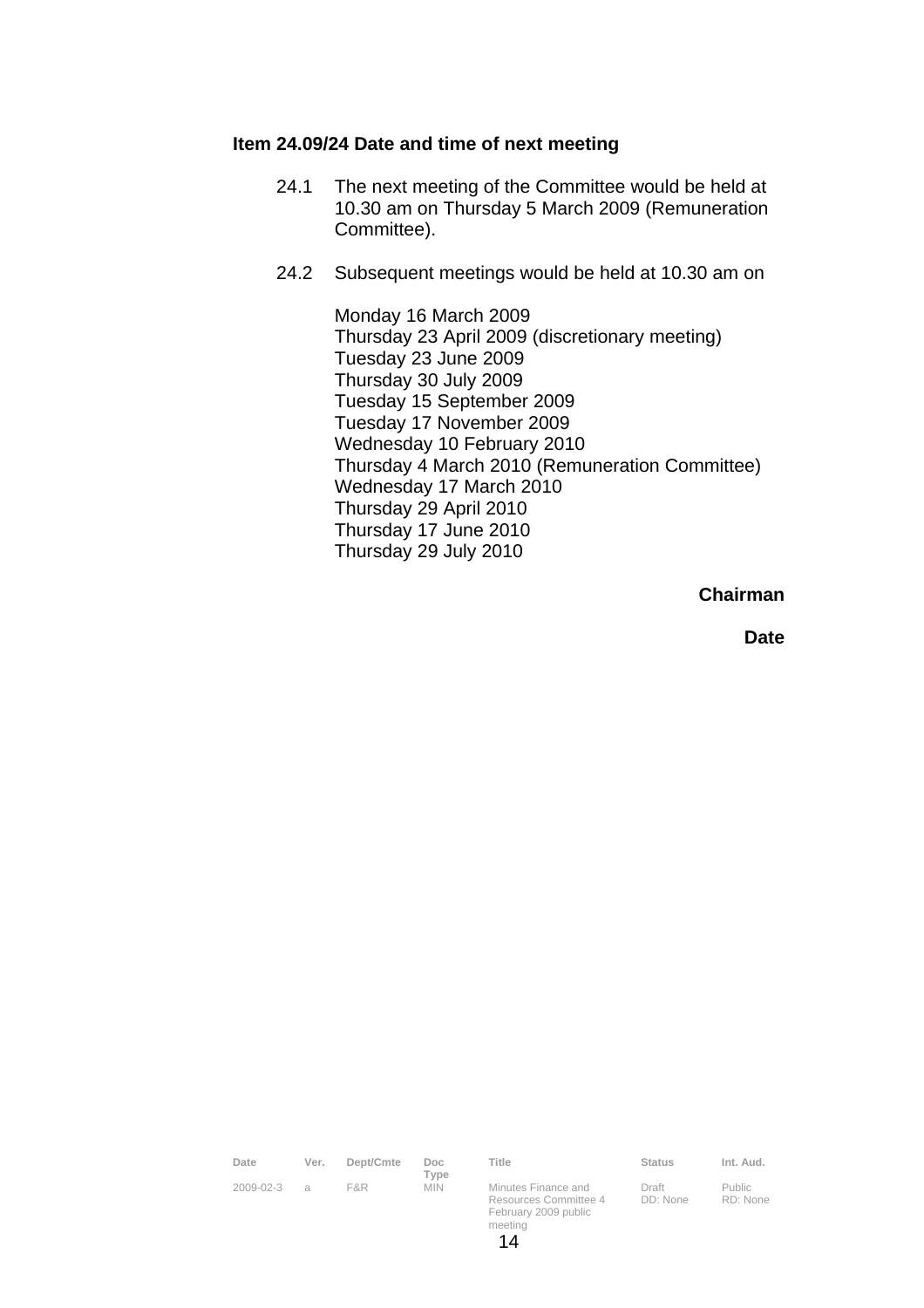**Item 24.09/24 Date and time of next meeting**

24.1 The next meeting of the Committee would be held at 10.30 am on Thursday 5 March 2009 (Remuneration Committee).

24.2 Subsequent meetings would be held at 10.30 am on

Monday 16 March 2009
Thursday 23 April 2009 (discretionary meeting)
Tuesday 23 June 2009
Thursday 30 July 2009
Tuesday 15 September 2009
Tuesday 17 November 2009
Wednesday 10 February 2010
Thursday 4 March 2010 (Remuneration Committee)
Wednesday 17 March 2010
Thursday 29 April 2010
Thursday 17 June 2010
Thursday 29 July 2010

**Chairman**

**Date**

| Date | Ver. | Dept/Cmte | Doc Type | Title | Status | Int. Aud. |
|---|---|---|---|---|---|---|
| 2009-02-3 | a | F&R | MIN | Minutes Finance and Resources Committee 4 February 2009 public meeting | Draft DD: None | Public RD: None |